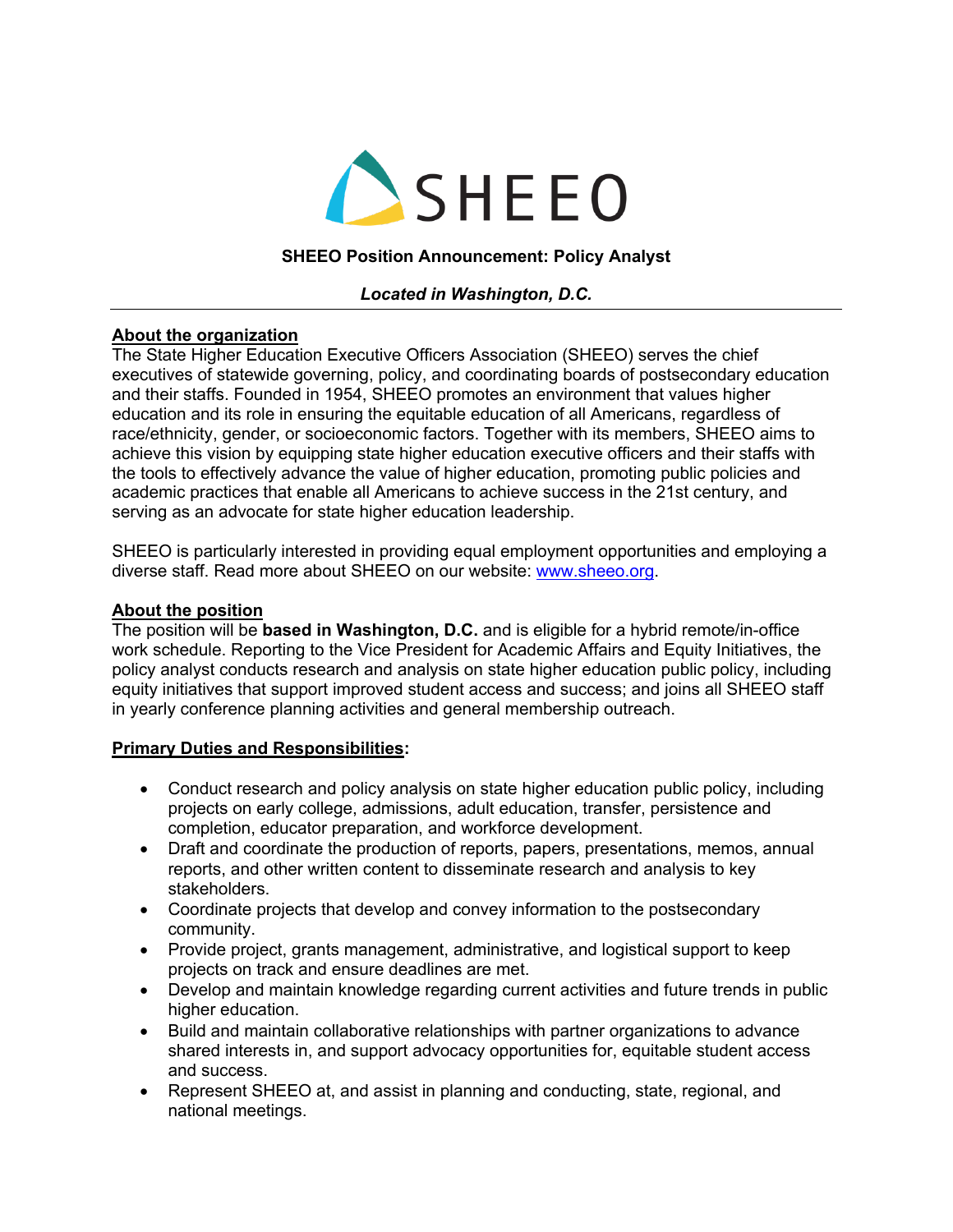# SHEEO

**SHEEO Position Announcement: Policy Analyst**

***Located in Washington, D.C.***

---

## About the organization

The State Higher Education Executive Officers Association (SHEEO) serves the chief executives of statewide governing, policy, and coordinating boards of postsecondary education and their staffs. Founded in 1954, SHEEO promotes an environment that values higher education and its role in ensuring the equitable education of all Americans, regardless of race/ethnicity, gender, or socioeconomic factors. Together with its members, SHEEO aims to achieve this vision by equipping state higher education executive officers and their staffs with the tools to effectively advance the value of higher education, promoting public policies and academic practices that enable all Americans to achieve success in the 21st century, and serving as an advocate for state higher education leadership.

SHEEO is particularly interested in providing equal employment opportunities and employing a diverse staff. Read more about SHEEO on our website: [www.sheeo.org](http://www.sheeo.org).

## About the position

The position will be **based in Washington, D.C.** and is eligible for a hybrid remote/in-office work schedule. Reporting to the Vice President for Academic Affairs and Equity Initiatives, the policy analyst conducts research and analysis on state higher education public policy, including equity initiatives that support improved student access and success; and joins all SHEEO staff in yearly conference planning activities and general membership outreach.

## Primary Duties and Responsibilities:

- Conduct research and policy analysis on state higher education public policy, including projects on early college, admissions, adult education, transfer, persistence and completion, educator preparation, and workforce development.
- Draft and coordinate the production of reports, papers, presentations, memos, annual reports, and other written content to disseminate research and analysis to key stakeholders.
- Coordinate projects that develop and convey information to the postsecondary community.
- Provide project, grants management, administrative, and logistical support to keep projects on track and ensure deadlines are met.
- Develop and maintain knowledge regarding current activities and future trends in public higher education.
- Build and maintain collaborative relationships with partner organizations to advance shared interests in, and support advocacy opportunities for, equitable student access and success.
- Represent SHEEO at, and assist in planning and conducting, state, regional, and national meetings.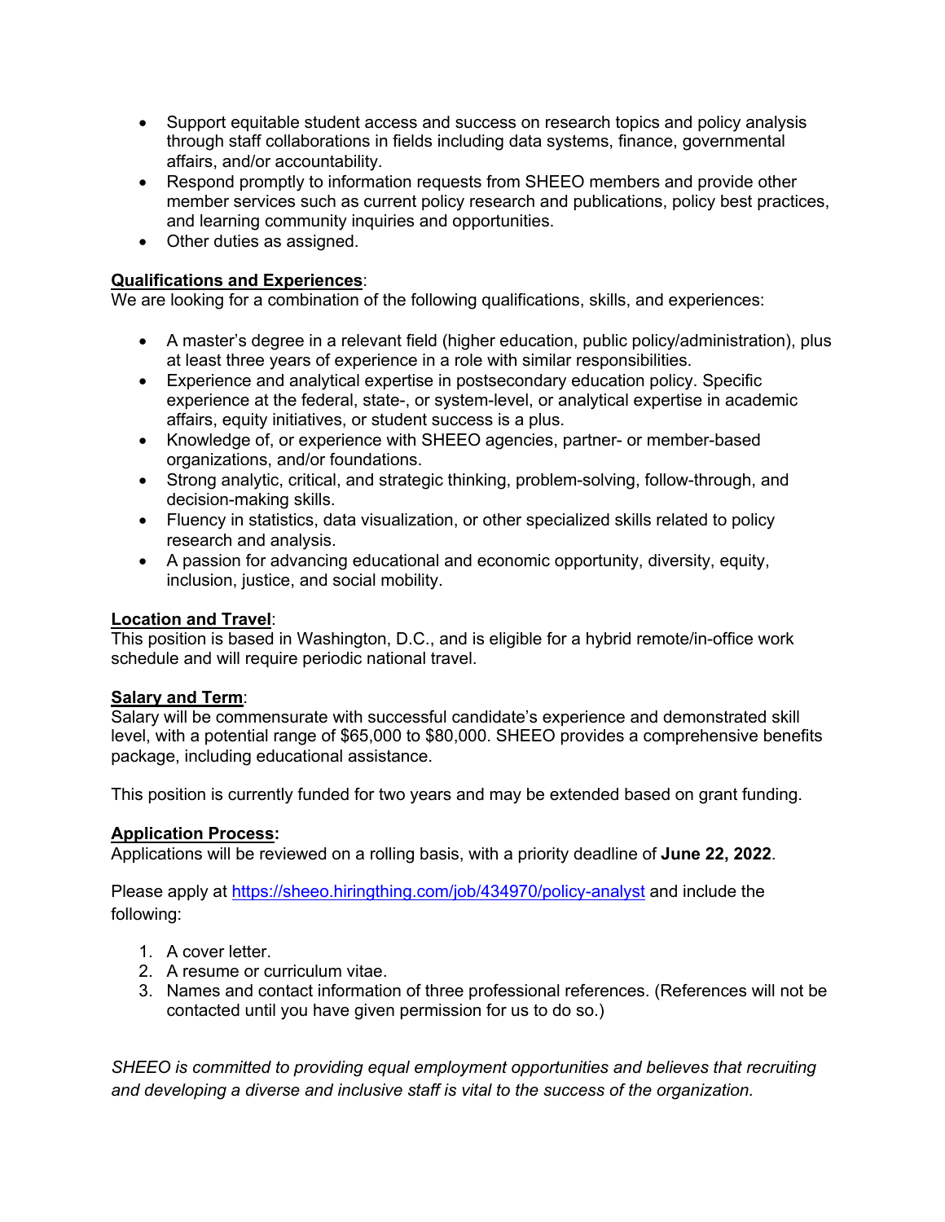- Support equitable student access and success on research topics and policy analysis through staff collaborations in fields including data systems, finance, governmental affairs, and/or accountability.
- Respond promptly to information requests from SHEEO members and provide other member services such as current policy research and publications, policy best practices, and learning community inquiries and opportunities.
- Other duties as assigned.

**Qualifications and Experiences**:
We are looking for a combination of the following qualifications, skills, and experiences:

- A master's degree in a relevant field (higher education, public policy/administration), plus at least three years of experience in a role with similar responsibilities.
- Experience and analytical expertise in postsecondary education policy. Specific experience at the federal, state-, or system-level, or analytical expertise in academic affairs, equity initiatives, or student success is a plus.
- Knowledge of, or experience with SHEEO agencies, partner- or member-based organizations, and/or foundations.
- Strong analytic, critical, and strategic thinking, problem-solving, follow-through, and decision-making skills.
- Fluency in statistics, data visualization, or other specialized skills related to policy research and analysis.
- A passion for advancing educational and economic opportunity, diversity, equity, inclusion, justice, and social mobility.

**Location and Travel**:
This position is based in Washington, D.C., and is eligible for a hybrid remote/in-office work schedule and will require periodic national travel.

**Salary and Term**:
Salary will be commensurate with successful candidate's experience and demonstrated skill level, with a potential range of $65,000 to $80,000. SHEEO provides a comprehensive benefits package, including educational assistance.

This position is currently funded for two years and may be extended based on grant funding.

**Application Process:**
Applications will be reviewed on a rolling basis, with a priority deadline of **June 22, 2022**.

Please apply at [https://sheeo.hiringthing.com/job/434970/policy-analyst](https://sheeo.hiringthing.com/job/434970/policy-analyst) and include the following:

1. A cover letter.
2. A resume or curriculum vitae.
3. Names and contact information of three professional references. (References will not be contacted until you have given permission for us to do so.)

*SHEEO is committed to providing equal employment opportunities and believes that recruiting and developing a diverse and inclusive staff is vital to the success of the organization.*